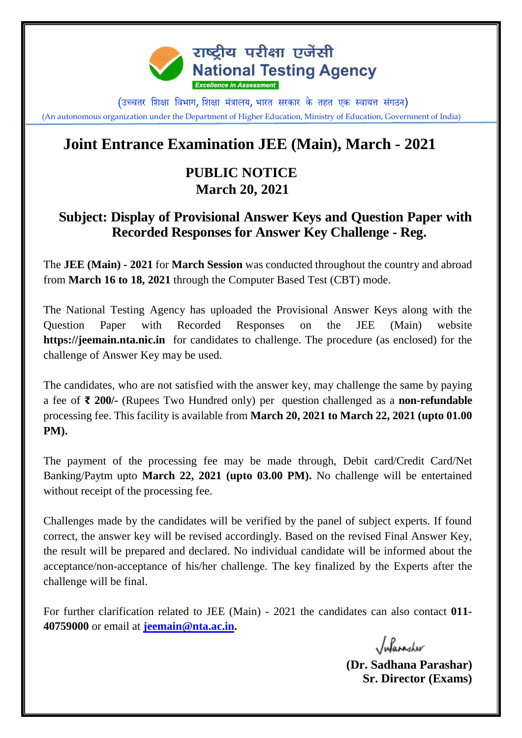राष्ट्रीय परीक्षा एजेंसी
**National Testing Agency**
*Excellence in Assessment*

(उच्चतर शिक्षा विभाग, शिक्षा मंत्रालय, भारत सरकार के तहत एक स्वायत्त संगठन)
(An autonomous organization under the Department of Higher Education, Ministry of Education, Government of India)

# Joint Entrance Examination JEE (Main), March - 2021

## PUBLIC NOTICE
## March 20, 2021

### Subject: Display of Provisional Answer Keys and Question Paper with Recorded Responses for Answer Key Challenge - Reg.

The **JEE (Main) - 2021** for **March Session** was conducted throughout the country and abroad from **March 16 to 18, 2021** through the Computer Based Test (CBT) mode.

The National Testing Agency has uploaded the Provisional Answer Keys along with the Question Paper with Recorded Responses on the JEE (Main) website **https://jeemain.nta.nic.in** for candidates to challenge. The procedure (as enclosed) for the challenge of Answer Key may be used.

The candidates, who are not satisfied with the answer key, may challenge the same by paying a fee of **₹ 200/-** (Rupees Two Hundred only) per question challenged as a **non-refundable** processing fee. This facility is available from **March 20, 2021 to March 22, 2021 (upto 01.00 PM).**

The payment of the processing fee may be made through, Debit card/Credit Card/Net Banking/Paytm upto **March 22, 2021 (upto 03.00 PM).** No challenge will be entertained without receipt of the processing fee.

Challenges made by the candidates will be verified by the panel of subject experts. If found correct, the answer key will be revised accordingly. Based on the revised Final Answer Key, the result will be prepared and declared. No individual candidate will be informed about the acceptance/non-acceptance of his/her challenge. The key finalized by the Experts after the challenge will be final.

For further clarification related to JEE (Main) - 2021 the candidates can also contact **011-40759000** or email at **jeemain@nta.ac.in.**

**(Dr. Sadhana Parashar)**
**Sr. Director (Exams)**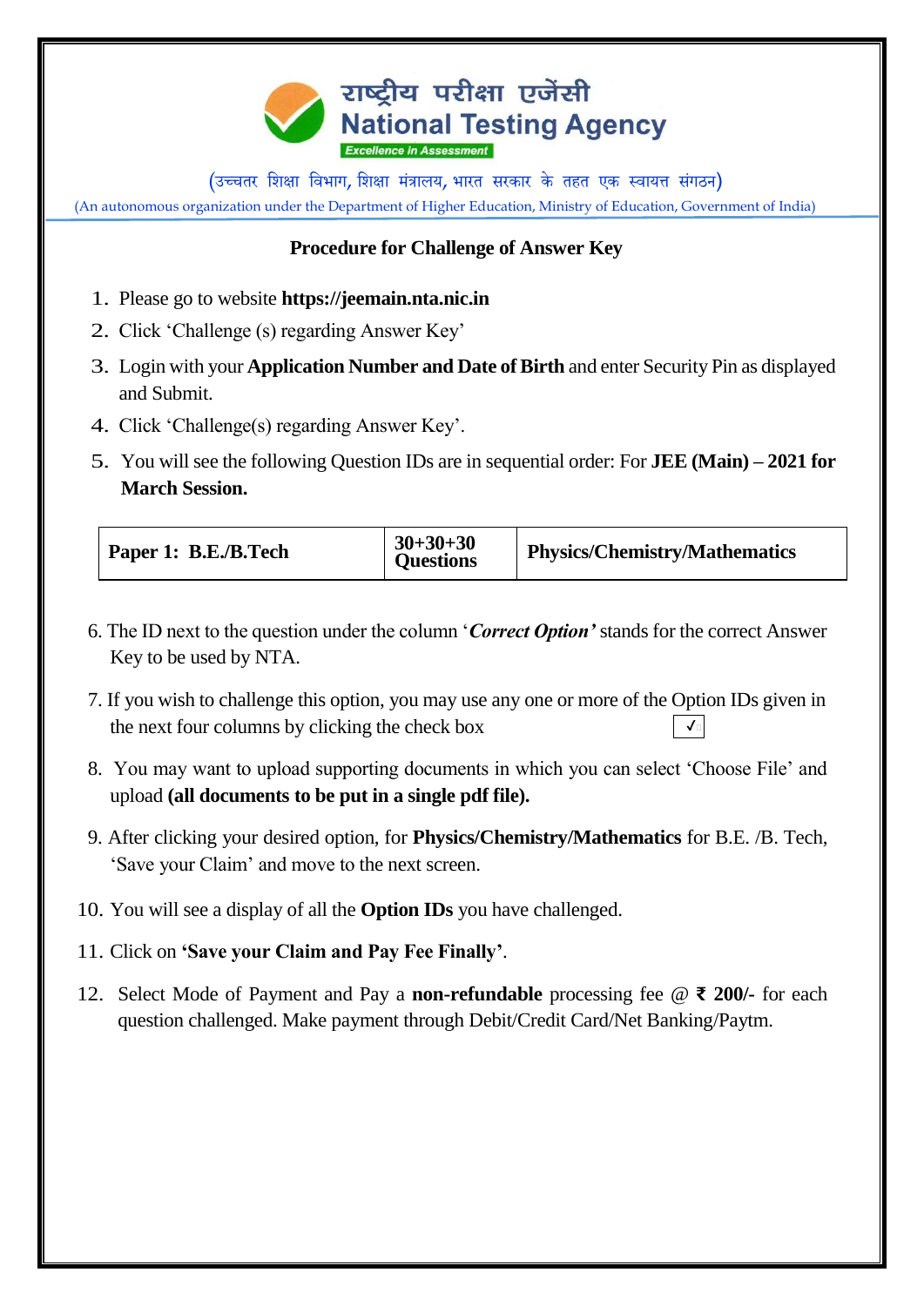राष्ट्रीय परीक्षा एजेंसी
**National Testing Agency**
*Excellence in Assessment*

(उच्चतर शिक्षा विभाग, शिक्षा मंत्रालय, भारत सरकार के तहत एक स्वायत्त संगठन)
(An autonomous organization under the Department of Higher Education, Ministry of Education, Government of India)

## Procedure for Challenge of Answer Key

1. Please go to website **https://jeemain.nta.nic.in**
2. Click 'Challenge (s) regarding Answer Key'
3. Login with your **Application Number and Date of Birth** and enter Security Pin as displayed and Submit.
4. Click 'Challenge(s) regarding Answer Key'.
5. You will see the following Question IDs are in sequential order: For **JEE (Main) – 2021 for March Session.**

| | | |
|---|---|---|
| **Paper 1: B.E./B.Tech** | **30+30+30 Questions** | **Physics/Chemistry/Mathematics** |

6. The ID next to the question under the column '***Correct Option'*** stands for the correct Answer Key to be used by NTA.
7. If you wish to challenge this option, you may use any one or more of the Option IDs given in the next four columns by clicking the check box ✓
8. You may want to upload supporting documents in which you can select 'Choose File' and upload **(all documents to be put in a single pdf file).**
9. After clicking your desired option, for **Physics/Chemistry/Mathematics** for B.E. /B. Tech, 'Save your Claim' and move to the next screen.
10. You will see a display of all the **Option IDs** you have challenged.
11. Click on **'Save your Claim and Pay Fee Finally'**.
12. Select Mode of Payment and Pay a **non-refundable** processing fee @ **₹ 200/-** for each question challenged. Make payment through Debit/Credit Card/Net Banking/Paytm.